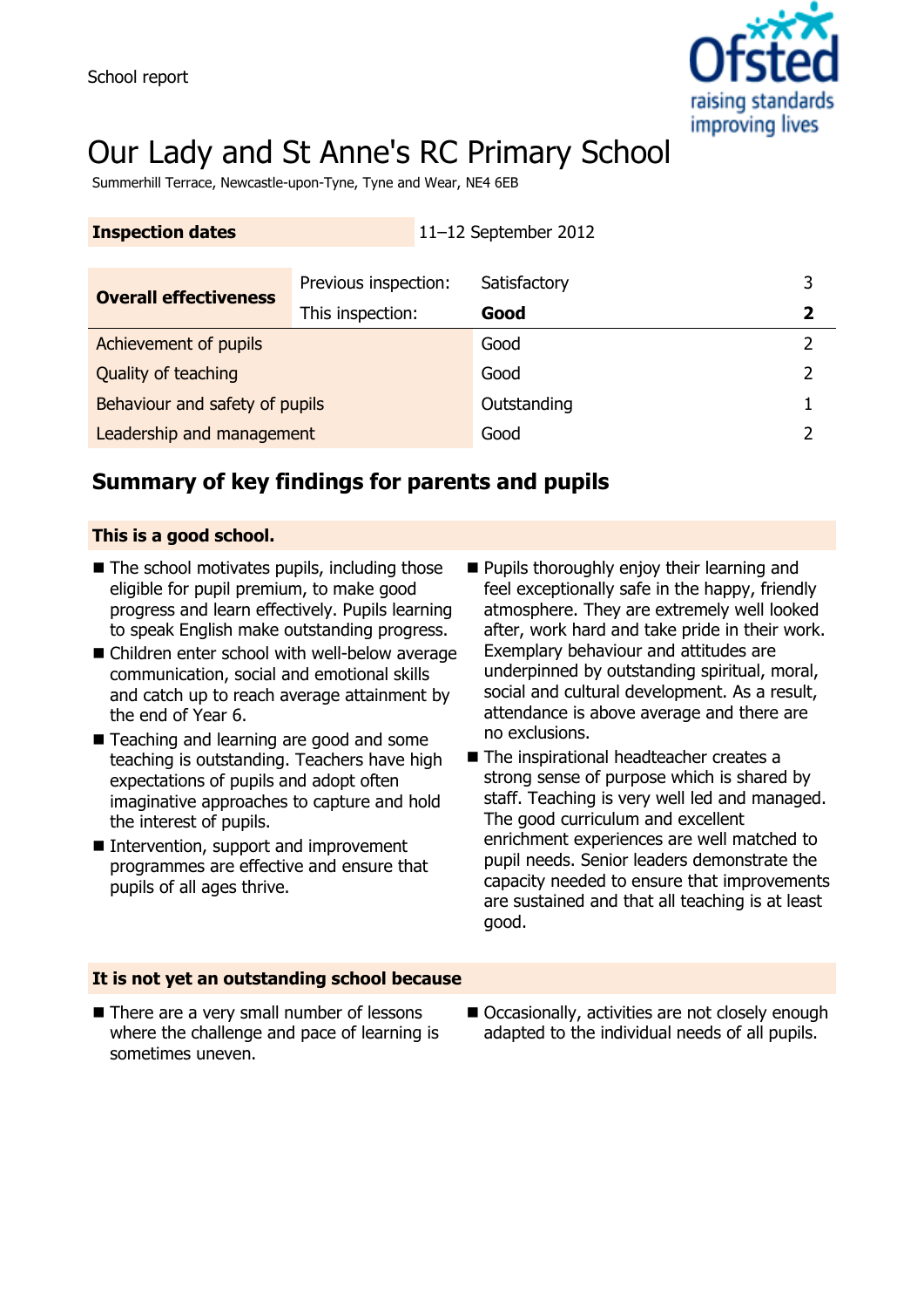School report

# Our Lady and St Anne's RC Primary School

Summerhill Terrace, Newcastle-upon-Tyne, Tyne and Wear, NE4 6EB

| Inspection dates | 11–12 September 2012 | | |
|---|---|---|---|

| Overall effectiveness | | | |
|---|---|---|---|
| | Previous inspection: | Satisfactory | 3 |
| | This inspection: | **Good** | **2** |
| Achievement of pupils | | Good | 2 |
| Quality of teaching | | Good | 2 |
| Behaviour and safety of pupils | | Outstanding | 1 |
| Leadership and management | | Good | 2 |

## Summary of key findings for parents and pupils

### This is a good school.

- The school motivates pupils, including those eligible for pupil premium, to make good progress and learn effectively. Pupils learning to speak English make outstanding progress.
- Children enter school with well-below average communication, social and emotional skills and catch up to reach average attainment by the end of Year 6.
- Teaching and learning are good and some teaching is outstanding. Teachers have high expectations of pupils and adopt often imaginative approaches to capture and hold the interest of pupils.
- Intervention, support and improvement programmes are effective and ensure that pupils of all ages thrive.
- Pupils thoroughly enjoy their learning and feel exceptionally safe in the happy, friendly atmosphere. They are extremely well looked after, work hard and take pride in their work. Exemplary behaviour and attitudes are underpinned by outstanding spiritual, moral, social and cultural development. As a result, attendance is above average and there are no exclusions.
- The inspirational headteacher creates a strong sense of purpose which is shared by staff. Teaching is very well led and managed. The good curriculum and excellent enrichment experiences are well matched to pupil needs. Senior leaders demonstrate the capacity needed to ensure that improvements are sustained and that all teaching is at least good.

### It is not yet an outstanding school because

- There are a very small number of lessons where the challenge and pace of learning is sometimes uneven.
- Occasionally, activities are not closely enough adapted to the individual needs of all pupils.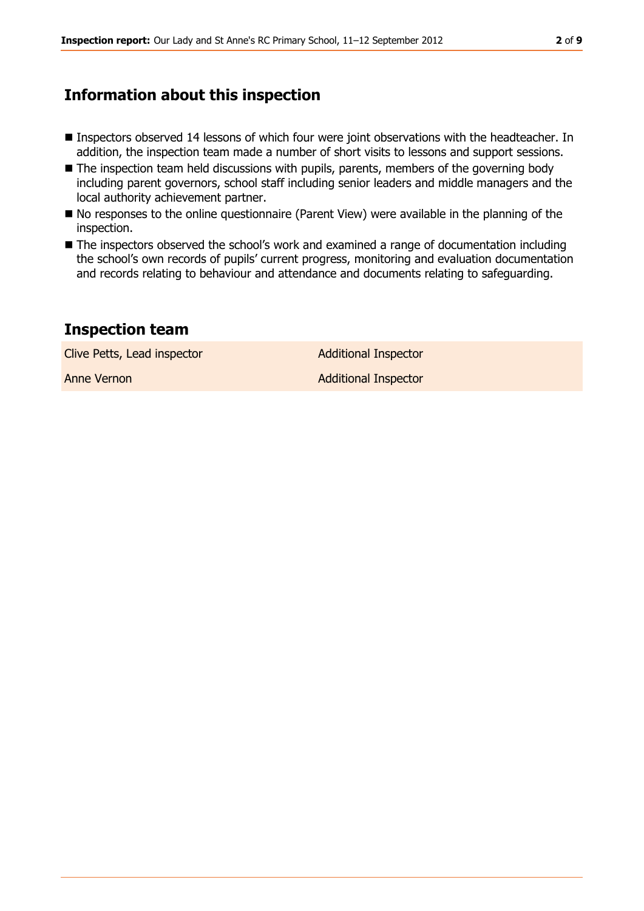## Information about this inspection

- Inspectors observed 14 lessons of which four were joint observations with the headteacher. In addition, the inspection team made a number of short visits to lessons and support sessions.
- The inspection team held discussions with pupils, parents, members of the governing body including parent governors, school staff including senior leaders and middle managers and the local authority achievement partner.
- No responses to the online questionnaire (Parent View) were available in the planning of the inspection.
- The inspectors observed the school's work and examined a range of documentation including the school's own records of pupils' current progress, monitoring and evaluation documentation and records relating to behaviour and attendance and documents relating to safeguarding.

## Inspection team

| | |
|---|---|
| Clive Petts, Lead inspector | Additional Inspector |
| Anne Vernon | Additional Inspector |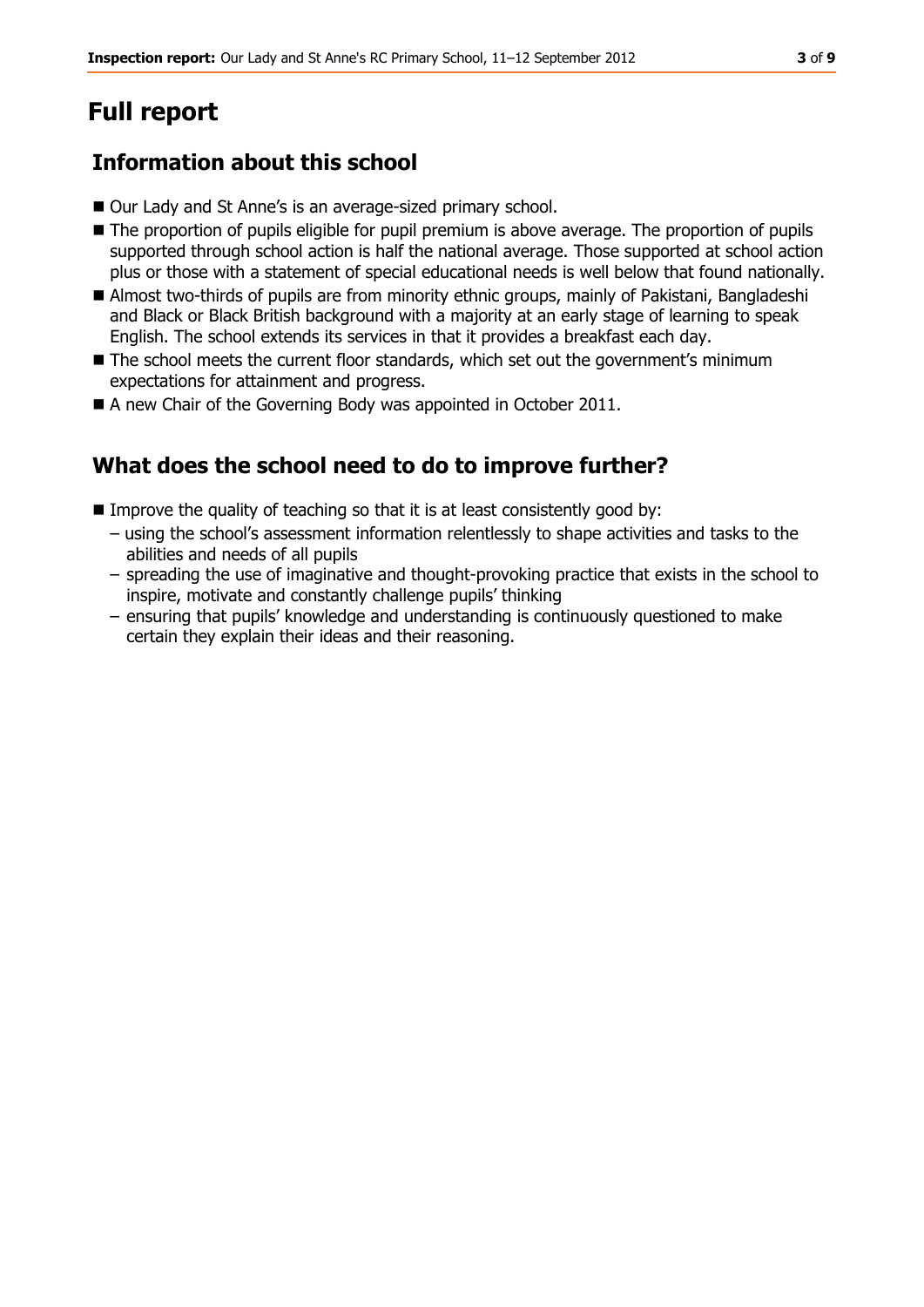# Full report

## Information about this school

- Our Lady and St Anne's is an average-sized primary school.
- The proportion of pupils eligible for pupil premium is above average. The proportion of pupils supported through school action is half the national average. Those supported at school action plus or those with a statement of special educational needs is well below that found nationally.
- Almost two-thirds of pupils are from minority ethnic groups, mainly of Pakistani, Bangladeshi and Black or Black British background with a majority at an early stage of learning to speak English. The school extends its services in that it provides a breakfast each day.
- The school meets the current floor standards, which set out the government's minimum expectations for attainment and progress.
- A new Chair of the Governing Body was appointed in October 2011.

## What does the school need to do to improve further?

- Improve the quality of teaching so that it is at least consistently good by:
  - using the school's assessment information relentlessly to shape activities and tasks to the abilities and needs of all pupils
  - spreading the use of imaginative and thought-provoking practice that exists in the school to inspire, motivate and constantly challenge pupils' thinking
  - ensuring that pupils' knowledge and understanding is continuously questioned to make certain they explain their ideas and their reasoning.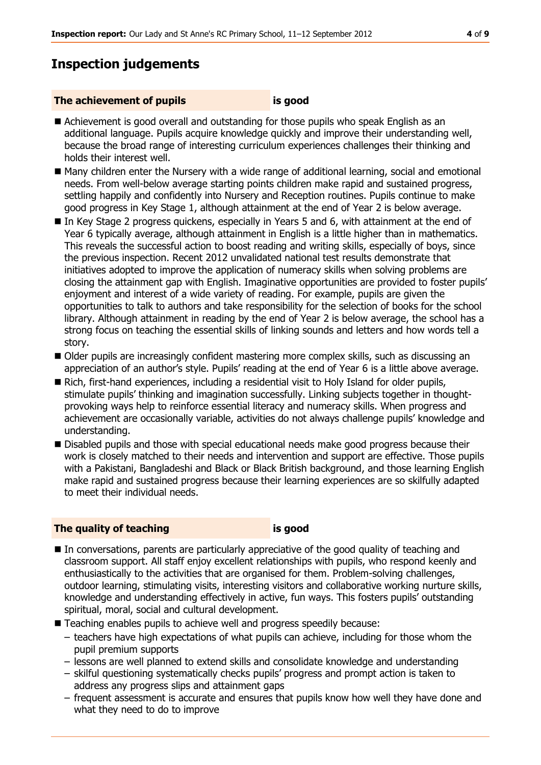## Inspection judgements

### The achievement of pupils is good

- Achievement is good overall and outstanding for those pupils who speak English as an additional language. Pupils acquire knowledge quickly and improve their understanding well, because the broad range of interesting curriculum experiences challenges their thinking and holds their interest well.
- Many children enter the Nursery with a wide range of additional learning, social and emotional needs. From well-below average starting points children make rapid and sustained progress, settling happily and confidently into Nursery and Reception routines. Pupils continue to make good progress in Key Stage 1, although attainment at the end of Year 2 is below average.
- In Key Stage 2 progress quickens, especially in Years 5 and 6, with attainment at the end of Year 6 typically average, although attainment in English is a little higher than in mathematics. This reveals the successful action to boost reading and writing skills, especially of boys, since the previous inspection. Recent 2012 unvalidated national test results demonstrate that initiatives adopted to improve the application of numeracy skills when solving problems are closing the attainment gap with English. Imaginative opportunities are provided to foster pupils' enjoyment and interest of a wide variety of reading. For example, pupils are given the opportunities to talk to authors and take responsibility for the selection of books for the school library. Although attainment in reading by the end of Year 2 is below average, the school has a strong focus on teaching the essential skills of linking sounds and letters and how words tell a story.
- Older pupils are increasingly confident mastering more complex skills, such as discussing an appreciation of an author's style. Pupils' reading at the end of Year 6 is a little above average.
- Rich, first-hand experiences, including a residential visit to Holy Island for older pupils, stimulate pupils' thinking and imagination successfully. Linking subjects together in thought-provoking ways help to reinforce essential literacy and numeracy skills. When progress and achievement are occasionally variable, activities do not always challenge pupils' knowledge and understanding.
- Disabled pupils and those with special educational needs make good progress because their work is closely matched to their needs and intervention and support are effective. Those pupils with a Pakistani, Bangladeshi and Black or Black British background, and those learning English make rapid and sustained progress because their learning experiences are so skilfully adapted to meet their individual needs.

### The quality of teaching is good

- In conversations, parents are particularly appreciative of the good quality of teaching and classroom support. All staff enjoy excellent relationships with pupils, who respond keenly and enthusiastically to the activities that are organised for them. Problem-solving challenges, outdoor learning, stimulating visits, interesting visitors and collaborative working nurture skills, knowledge and understanding effectively in active, fun ways. This fosters pupils' outstanding spiritual, moral, social and cultural development.
- Teaching enables pupils to achieve well and progress speedily because:
  - teachers have high expectations of what pupils can achieve, including for those whom the pupil premium supports
  - lessons are well planned to extend skills and consolidate knowledge and understanding
  - skilful questioning systematically checks pupils' progress and prompt action is taken to address any progress slips and attainment gaps
  - frequent assessment is accurate and ensures that pupils know how well they have done and what they need to do to improve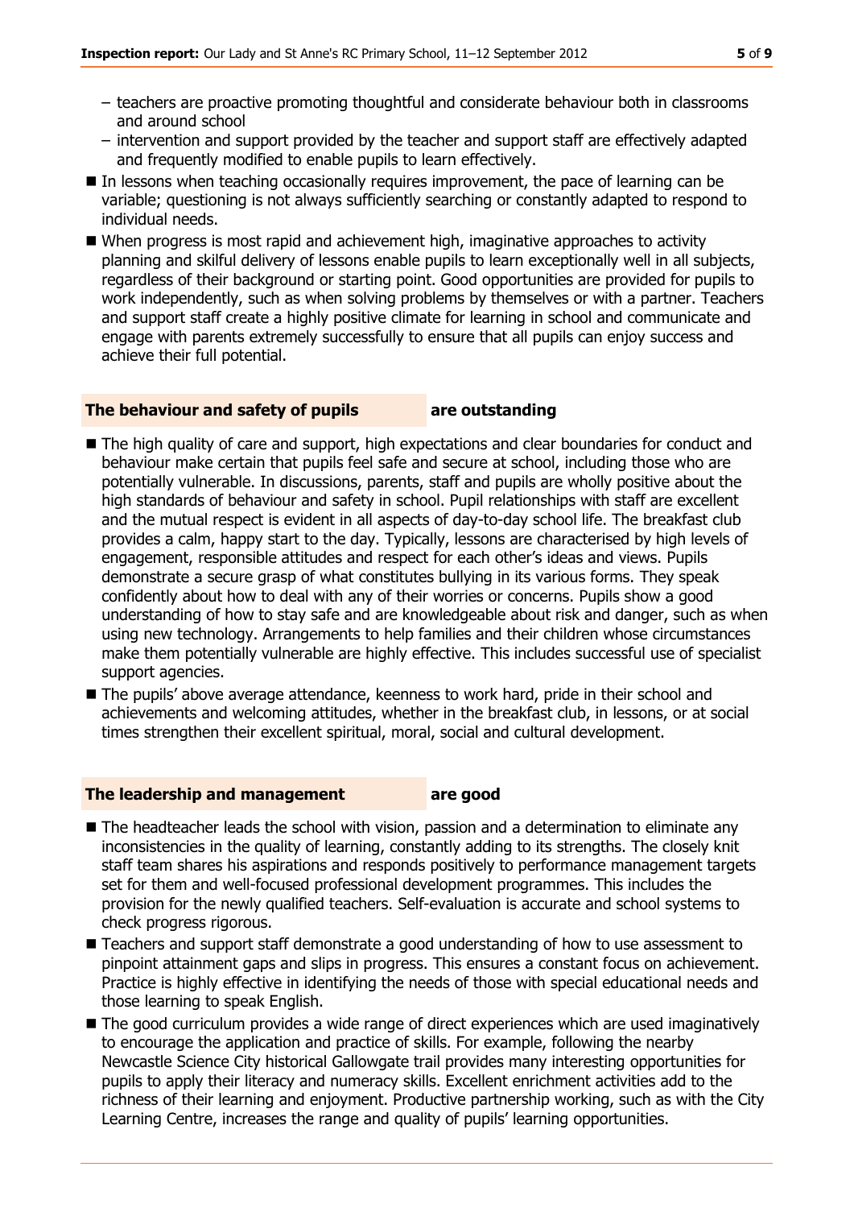- teachers are proactive promoting thoughtful and considerate behaviour both in classrooms and around school
  - intervention and support provided by the teacher and support staff are effectively adapted and frequently modified to enable pupils to learn effectively.
- In lessons when teaching occasionally requires improvement, the pace of learning can be variable; questioning is not always sufficiently searching or constantly adapted to respond to individual needs.
- When progress is most rapid and achievement high, imaginative approaches to activity planning and skilful delivery of lessons enable pupils to learn exceptionally well in all subjects, regardless of their background or starting point. Good opportunities are provided for pupils to work independently, such as when solving problems by themselves or with a partner. Teachers and support staff create a highly positive climate for learning in school and communicate and engage with parents extremely successfully to ensure that all pupils can enjoy success and achieve their full potential.

### The behaviour and safety of pupils — are outstanding

- The high quality of care and support, high expectations and clear boundaries for conduct and behaviour make certain that pupils feel safe and secure at school, including those who are potentially vulnerable. In discussions, parents, staff and pupils are wholly positive about the high standards of behaviour and safety in school. Pupil relationships with staff are excellent and the mutual respect is evident in all aspects of day-to-day school life. The breakfast club provides a calm, happy start to the day. Typically, lessons are characterised by high levels of engagement, responsible attitudes and respect for each other's ideas and views. Pupils demonstrate a secure grasp of what constitutes bullying in its various forms. They speak confidently about how to deal with any of their worries or concerns. Pupils show a good understanding of how to stay safe and are knowledgeable about risk and danger, such as when using new technology. Arrangements to help families and their children whose circumstances make them potentially vulnerable are highly effective. This includes successful use of specialist support agencies.
- The pupils' above average attendance, keenness to work hard, pride in their school and achievements and welcoming attitudes, whether in the breakfast club, in lessons, or at social times strengthen their excellent spiritual, moral, social and cultural development.

### The leadership and management — are good

- The headteacher leads the school with vision, passion and a determination to eliminate any inconsistencies in the quality of learning, constantly adding to its strengths. The closely knit staff team shares his aspirations and responds positively to performance management targets set for them and well-focused professional development programmes. This includes the provision for the newly qualified teachers. Self-evaluation is accurate and school systems to check progress rigorous.
- Teachers and support staff demonstrate a good understanding of how to use assessment to pinpoint attainment gaps and slips in progress. This ensures a constant focus on achievement. Practice is highly effective in identifying the needs of those with special educational needs and those learning to speak English.
- The good curriculum provides a wide range of direct experiences which are used imaginatively to encourage the application and practice of skills. For example, following the nearby Newcastle Science City historical Gallowgate trail provides many interesting opportunities for pupils to apply their literacy and numeracy skills. Excellent enrichment activities add to the richness of their learning and enjoyment. Productive partnership working, such as with the City Learning Centre, increases the range and quality of pupils' learning opportunities.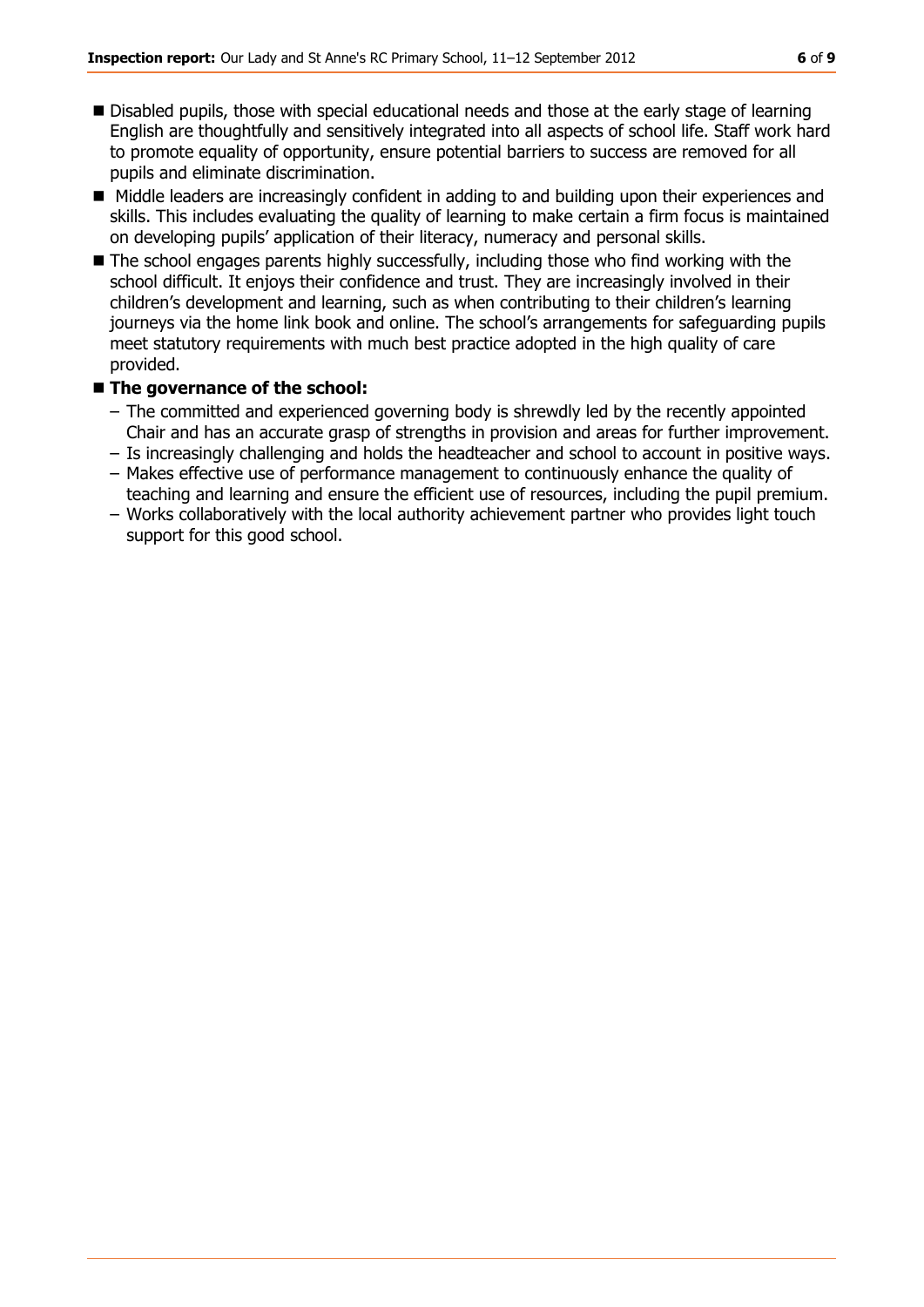- Disabled pupils, those with special educational needs and those at the early stage of learning English are thoughtfully and sensitively integrated into all aspects of school life. Staff work hard to promote equality of opportunity, ensure potential barriers to success are removed for all pupils and eliminate discrimination.
- Middle leaders are increasingly confident in adding to and building upon their experiences and skills. This includes evaluating the quality of learning to make certain a firm focus is maintained on developing pupils' application of their literacy, numeracy and personal skills.
- The school engages parents highly successfully, including those who find working with the school difficult. It enjoys their confidence and trust. They are increasingly involved in their children's development and learning, such as when contributing to their children's learning journeys via the home link book and online. The school's arrangements for safeguarding pupils meet statutory requirements with much best practice adopted in the high quality of care provided.
- **The governance of the school:**
  - The committed and experienced governing body is shrewdly led by the recently appointed Chair and has an accurate grasp of strengths in provision and areas for further improvement.
  - Is increasingly challenging and holds the headteacher and school to account in positive ways.
  - Makes effective use of performance management to continuously enhance the quality of teaching and learning and ensure the efficient use of resources, including the pupil premium.
  - Works collaboratively with the local authority achievement partner who provides light touch support for this good school.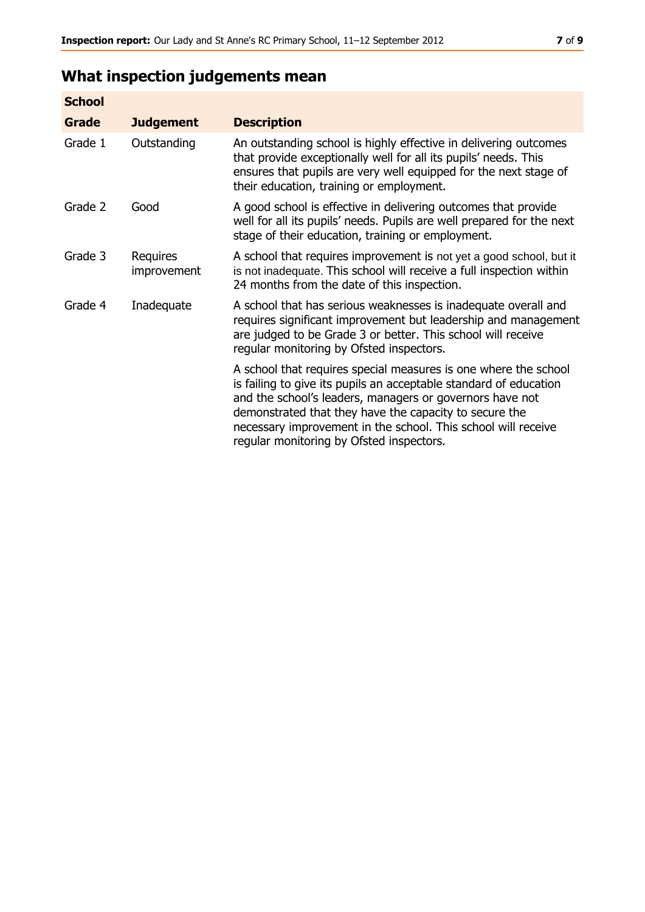# What inspection judgements mean

| School | | |
|---|---|---|
| **Grade** | **Judgement** | **Description** |
| Grade 1 | Outstanding | An outstanding school is highly effective in delivering outcomes that provide exceptionally well for all its pupils' needs. This ensures that pupils are very well equipped for the next stage of their education, training or employment. |
| Grade 2 | Good | A good school is effective in delivering outcomes that provide well for all its pupils' needs. Pupils are well prepared for the next stage of their education, training or employment. |
| Grade 3 | Requires improvement | A school that requires improvement is not yet a good school, but it is not inadequate. This school will receive a full inspection within 24 months from the date of this inspection. |
| Grade 4 | Inadequate | A school that has serious weaknesses is inadequate overall and requires significant improvement but leadership and management are judged to be Grade 3 or better. This school will receive regular monitoring by Ofsted inspectors. |
| | | A school that requires special measures is one where the school is failing to give its pupils an acceptable standard of education and the school's leaders, managers or governors have not demonstrated that they have the capacity to secure the necessary improvement in the school. This school will receive regular monitoring by Ofsted inspectors. |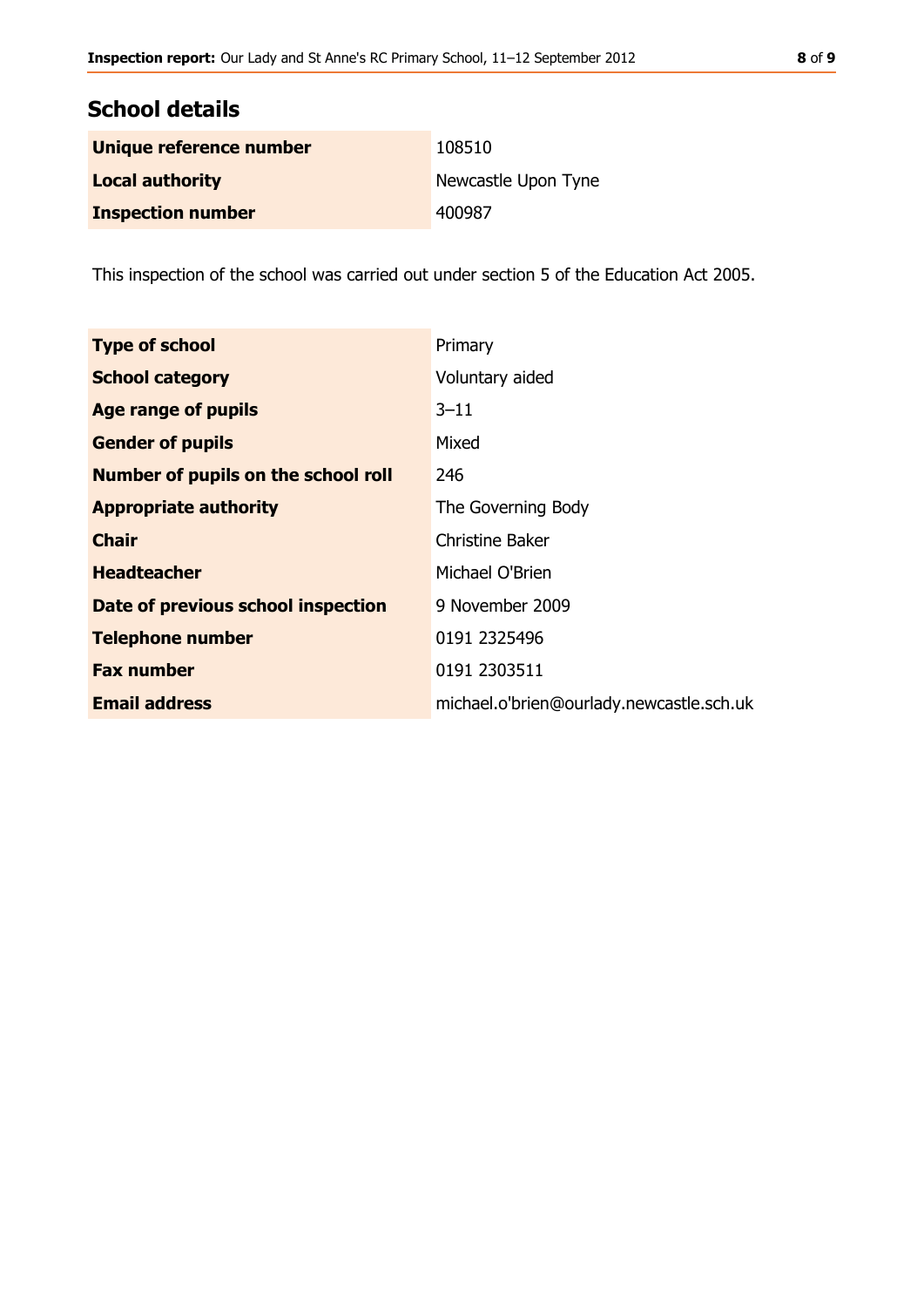## School details

| | |
|---|---|
| **Unique reference number** | 108510 |
| **Local authority** | Newcastle Upon Tyne |
| **Inspection number** | 400987 |

This inspection of the school was carried out under section 5 of the Education Act 2005.

| | |
|---|---|
| **Type of school** | Primary |
| **School category** | Voluntary aided |
| **Age range of pupils** | 3–11 |
| **Gender of pupils** | Mixed |
| **Number of pupils on the school roll** | 246 |
| **Appropriate authority** | The Governing Body |
| **Chair** | Christine Baker |
| **Headteacher** | Michael O'Brien |
| **Date of previous school inspection** | 9 November 2009 |
| **Telephone number** | 0191 2325496 |
| **Fax number** | 0191 2303511 |
| **Email address** | michael.o'brien@ourlady.newcastle.sch.uk |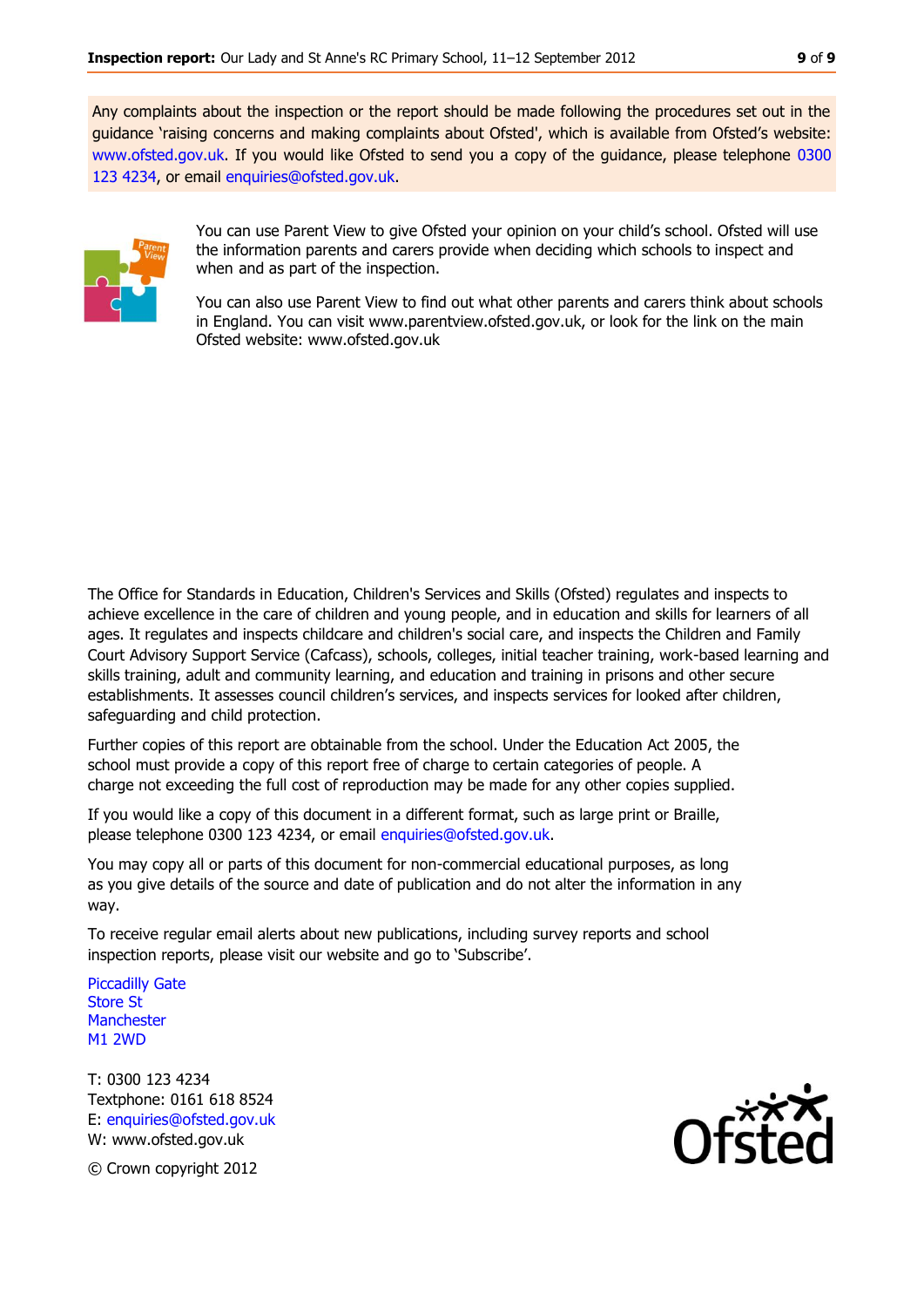Any complaints about the inspection or the report should be made following the procedures set out in the guidance 'raising concerns and making complaints about Ofsted', which is available from Ofsted's website: www.ofsted.gov.uk. If you would like Ofsted to send you a copy of the guidance, please telephone 0300 123 4234, or email enquiries@ofsted.gov.uk.

You can use Parent View to give Ofsted your opinion on your child's school. Ofsted will use the information parents and carers provide when deciding which schools to inspect and when and as part of the inspection.

You can also use Parent View to find out what other parents and carers think about schools in England. You can visit www.parentview.ofsted.gov.uk, or look for the link on the main Ofsted website: www.ofsted.gov.uk

The Office for Standards in Education, Children's Services and Skills (Ofsted) regulates and inspects to achieve excellence in the care of children and young people, and in education and skills for learners of all ages. It regulates and inspects childcare and children's social care, and inspects the Children and Family Court Advisory Support Service (Cafcass), schools, colleges, initial teacher training, work-based learning and skills training, adult and community learning, and education and training in prisons and other secure establishments. It assesses council children's services, and inspects services for looked after children, safeguarding and child protection.

Further copies of this report are obtainable from the school. Under the Education Act 2005, the school must provide a copy of this report free of charge to certain categories of people. A charge not exceeding the full cost of reproduction may be made for any other copies supplied.

If you would like a copy of this document in a different format, such as large print or Braille, please telephone 0300 123 4234, or email enquiries@ofsted.gov.uk.

You may copy all or parts of this document for non-commercial educational purposes, as long as you give details of the source and date of publication and do not alter the information in any way.

To receive regular email alerts about new publications, including survey reports and school inspection reports, please visit our website and go to 'Subscribe'.

Piccadilly Gate
Store St
Manchester
M1 2WD

T: 0300 123 4234
Textphone: 0161 618 8524
E: enquiries@ofsted.gov.uk
W: www.ofsted.gov.uk

© Crown copyright 2012